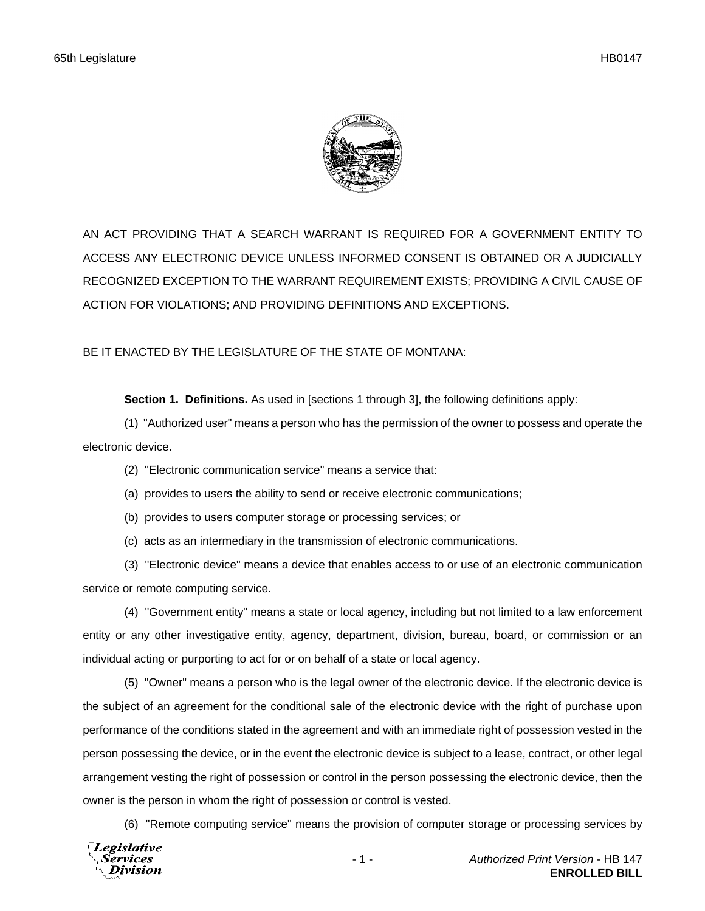AN ACT PROVIDING THAT A SEARCH WARRANT IS REQUIRED FOR A GOVERNMENT ENTITY TO ACCESS ANY ELECTRONIC DEVICE UNLESS INFORMED CONSENT IS OBTAINED OR A JUDICIALLY RECOGNIZED EXCEPTION TO THE WARRANT REQUIREMENT EXISTS; PROVIDING A CIVIL CAUSE OF ACTION FOR VIOLATIONS; AND PROVIDING DEFINITIONS AND EXCEPTIONS.

BE IT ENACTED BY THE LEGISLATURE OF THE STATE OF MONTANA:

**Section 1. Definitions.** As used in [sections 1 through 3], the following definitions apply:

(1) "Authorized user" means a person who has the permission of the owner to possess and operate the electronic device.

(2) "Electronic communication service" means a service that:

(a) provides to users the ability to send or receive electronic communications;

(b) provides to users computer storage or processing services; or

(c) acts as an intermediary in the transmission of electronic communications.

(3) "Electronic device" means a device that enables access to or use of an electronic communication service or remote computing service.

(4) "Government entity" means a state or local agency, including but not limited to a law enforcement entity or any other investigative entity, agency, department, division, bureau, board, or commission or an individual acting or purporting to act for or on behalf of a state or local agency.

(5) "Owner" means a person who is the legal owner of the electronic device. If the electronic device is the subject of an agreement for the conditional sale of the electronic device with the right of purchase upon performance of the conditions stated in the agreement and with an immediate right of possession vested in the person possessing the device, or in the event the electronic device is subject to a lease, contract, or other legal arrangement vesting the right of possession or control in the person possessing the electronic device, then the owner is the person in whom the right of possession or control is vested.

(6) "Remote computing service" means the provision of computer storage or processing services by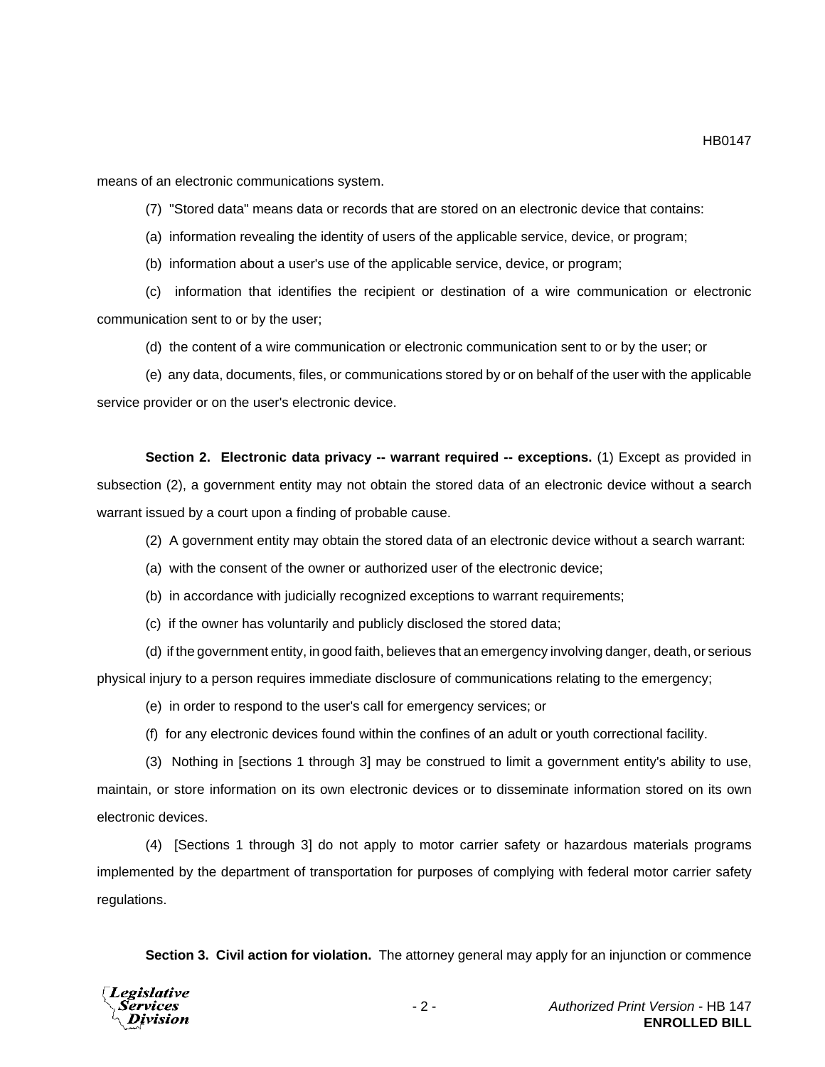means of an electronic communications system.

(7) "Stored data" means data or records that are stored on an electronic device that contains:

(a) information revealing the identity of users of the applicable service, device, or program;

(b) information about a user's use of the applicable service, device, or program;

(c) information that identifies the recipient or destination of a wire communication or electronic communication sent to or by the user;

(d) the content of a wire communication or electronic communication sent to or by the user; or

(e) any data, documents, files, or communications stored by or on behalf of the user with the applicable service provider or on the user's electronic device.

**Section 2. Electronic data privacy -- warrant required -- exceptions.** (1) Except as provided in subsection (2), a government entity may not obtain the stored data of an electronic device without a search warrant issued by a court upon a finding of probable cause.

(2) A government entity may obtain the stored data of an electronic device without a search warrant:

(a) with the consent of the owner or authorized user of the electronic device;

(b) in accordance with judicially recognized exceptions to warrant requirements;

(c) if the owner has voluntarily and publicly disclosed the stored data;

(d) if the government entity, in good faith, believes that an emergency involving danger, death, or serious physical injury to a person requires immediate disclosure of communications relating to the emergency;

(e) in order to respond to the user's call for emergency services; or

(f) for any electronic devices found within the confines of an adult or youth correctional facility.

(3) Nothing in [sections 1 through 3] may be construed to limit a government entity's ability to use, maintain, or store information on its own electronic devices or to disseminate information stored on its own electronic devices.

(4) [Sections 1 through 3] do not apply to motor carrier safety or hazardous materials programs implemented by the department of transportation for purposes of complying with federal motor carrier safety regulations.

**Section 3. Civil action for violation.** The attorney general may apply for an injunction or commence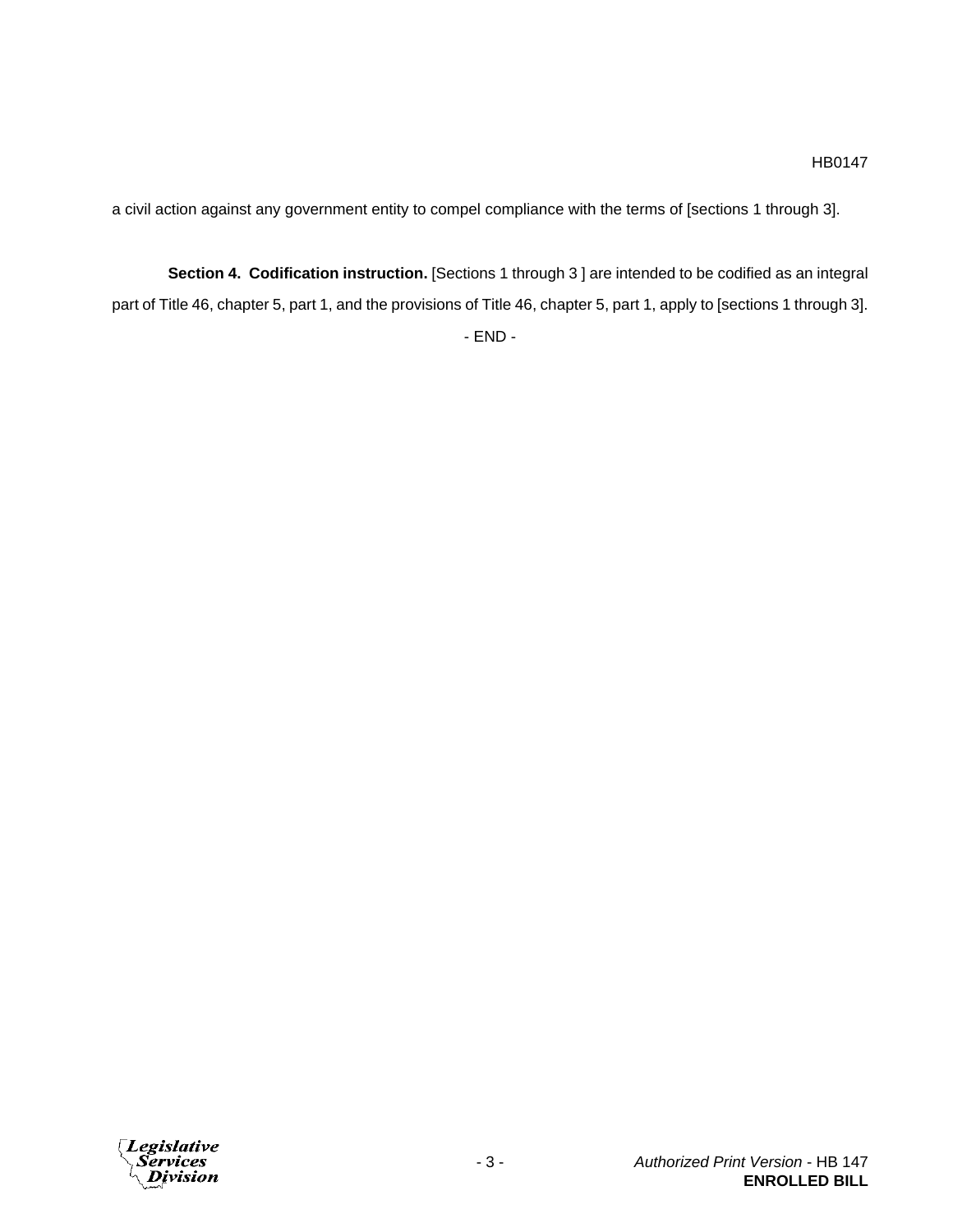a civil action against any government entity to compel compliance with the terms of [sections 1 through 3].

**Section 4. Codification instruction.** [Sections 1 through 3 ] are intended to be codified as an integral part of Title 46, chapter 5, part 1, and the provisions of Title 46, chapter 5, part 1, apply to [sections 1 through 3].

- END -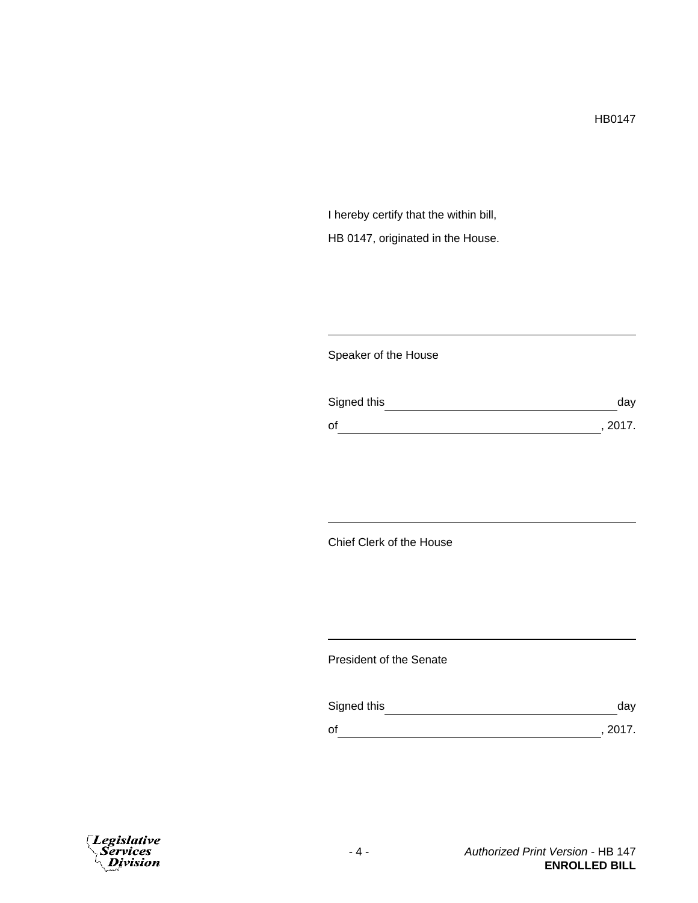HB0147

I hereby certify that the within bill,

HB 0147, originated in the House.

\_\_\_\_\_\_\_\_\_\_\_\_\_\_\_\_\_\_\_\_\_\_\_\_\_\_\_\_\_\_\_\_\_\_\_\_\_\_\_\_

Speaker of the House

Signed this \_\_\_\_\_\_\_\_\_\_\_\_\_\_\_\_\_\_\_\_\_\_\_\_\_\_\_\_\_\_ day

of \_\_\_\_\_\_\_\_\_\_\_\_\_\_\_\_\_\_\_\_\_\_\_\_\_\_\_\_\_\_\_\_\_\_\_, 2017.

\_\_\_\_\_\_\_\_\_\_\_\_\_\_\_\_\_\_\_\_\_\_\_\_\_\_\_\_\_\_\_\_\_\_\_\_\_\_\_\_

Chief Clerk of the House

\_\_\_\_\_\_\_\_\_\_\_\_\_\_\_\_\_\_\_\_\_\_\_\_\_\_\_\_\_\_\_\_\_\_\_\_\_\_\_\_

President of the Senate

Signed this \_\_\_\_\_\_\_\_\_\_\_\_\_\_\_\_\_\_\_\_\_\_\_\_\_\_\_\_\_\_ day

of \_\_\_\_\_\_\_\_\_\_\_\_\_\_\_\_\_\_\_\_\_\_\_\_\_\_\_\_\_\_\_\_\_\_\_, 2017.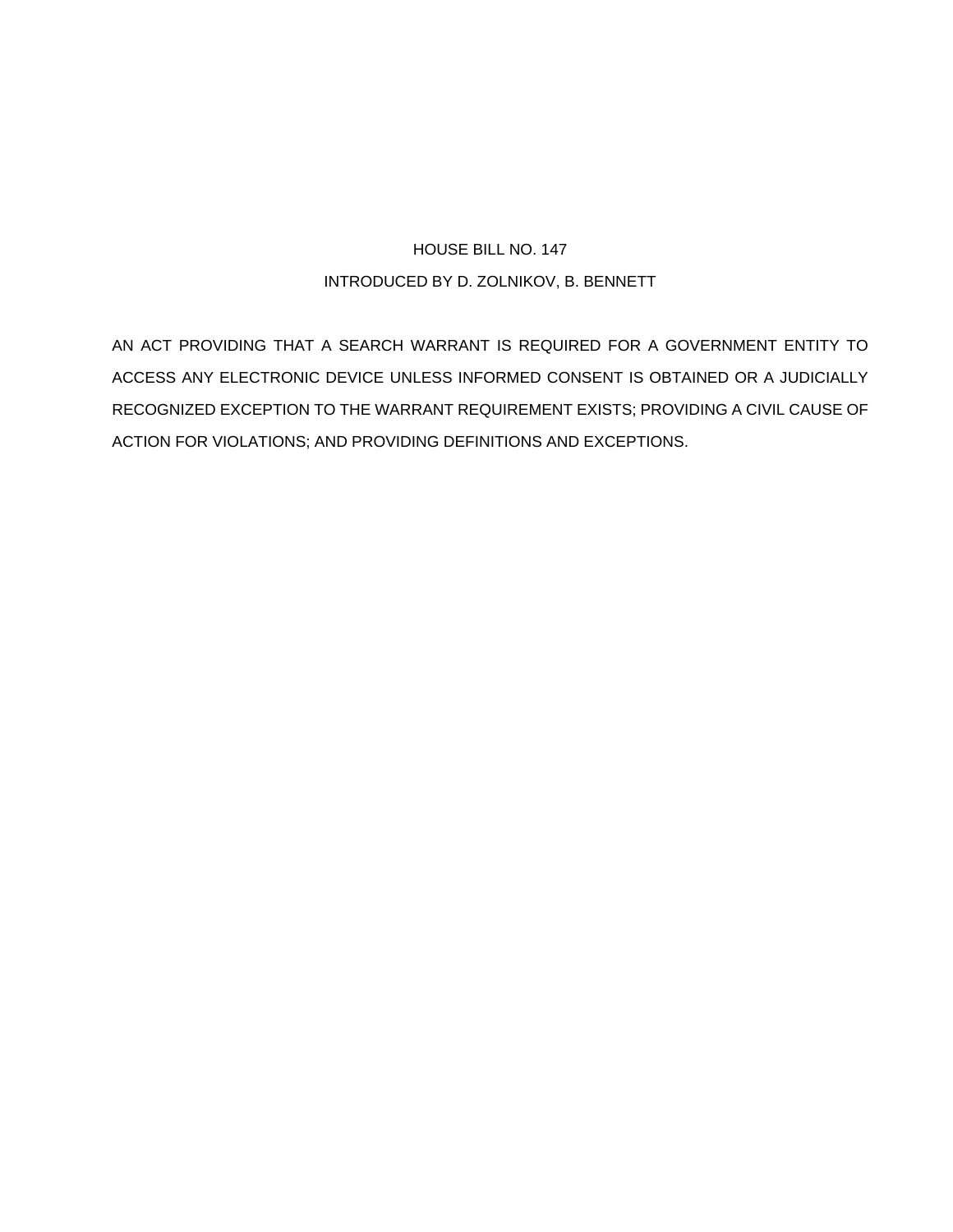HOUSE BILL NO. 147

INTRODUCED BY D. ZOLNIKOV, B. BENNETT

AN ACT PROVIDING THAT A SEARCH WARRANT IS REQUIRED FOR A GOVERNMENT ENTITY TO ACCESS ANY ELECTRONIC DEVICE UNLESS INFORMED CONSENT IS OBTAINED OR A JUDICIALLY RECOGNIZED EXCEPTION TO THE WARRANT REQUIREMENT EXISTS; PROVIDING A CIVIL CAUSE OF ACTION FOR VIOLATIONS; AND PROVIDING DEFINITIONS AND EXCEPTIONS.